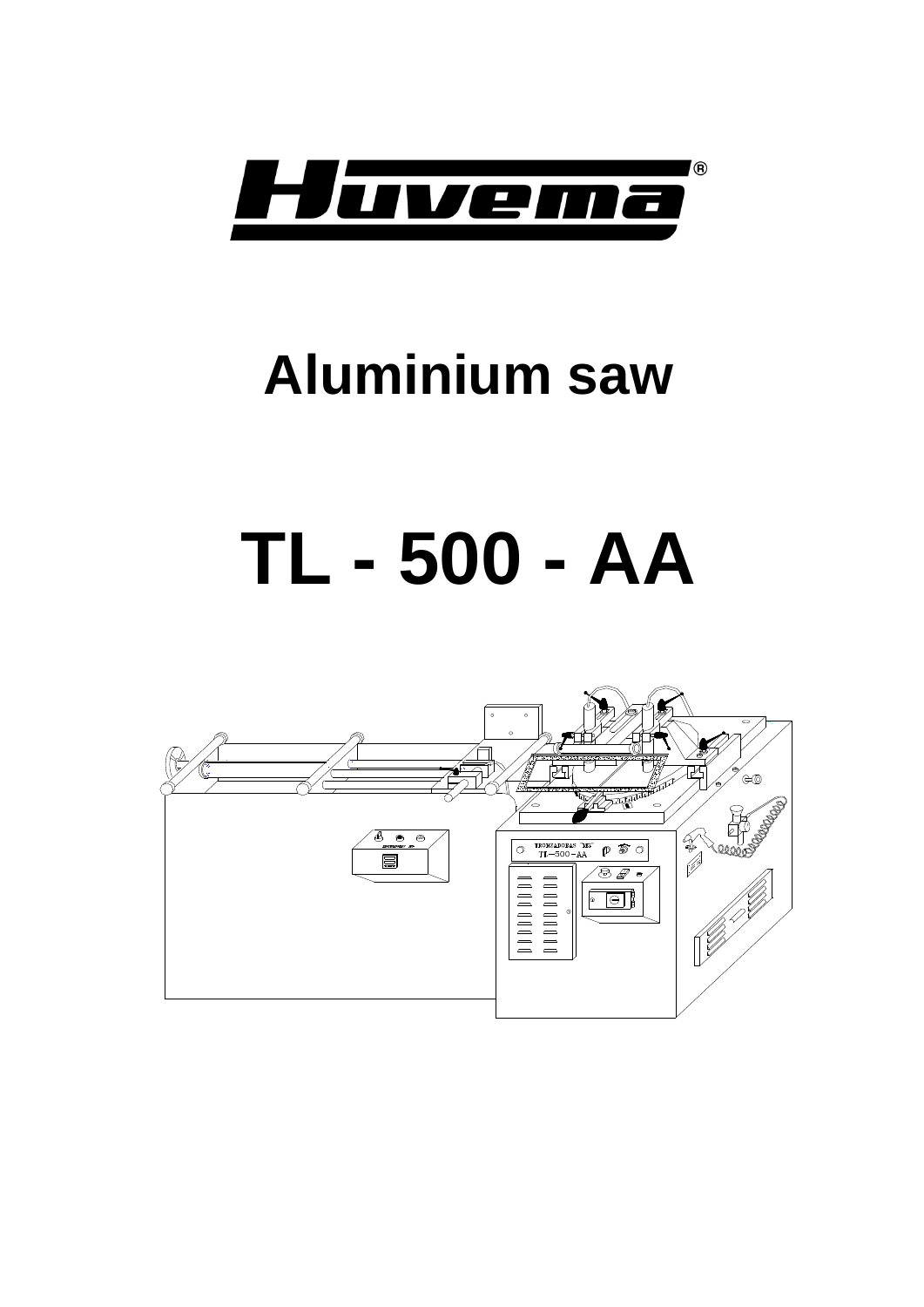Huvema®

# Aluminium saw

# TL - 500 - AA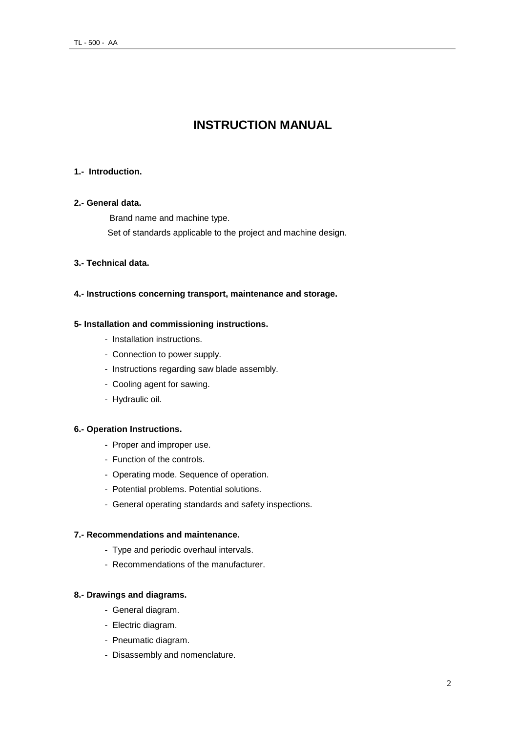# INSTRUCTION MANUAL

**1.- Introduction.**

**2.- General data.**

Brand name and machine type.

Set of standards applicable to the project and machine design.

**3.- Technical data.**

**4.- Instructions concerning transport, maintenance and storage.**

**5- Installation and commissioning instructions.**

- Installation instructions.
- Connection to power supply.
- Instructions regarding saw blade assembly.
- Cooling agent for sawing.
- Hydraulic oil.

**6.- Operation Instructions.**

- Proper and improper use.
- Function of the controls.
- Operating mode. Sequence of operation.
- Potential problems. Potential solutions.
- General operating standards and safety inspections.

**7.- Recommendations and maintenance.**

- Type and periodic overhaul intervals.
- Recommendations of the manufacturer.

**8.- Drawings and diagrams.**

- General diagram.
- Electric diagram.
- Pneumatic diagram.
- Disassembly and nomenclature.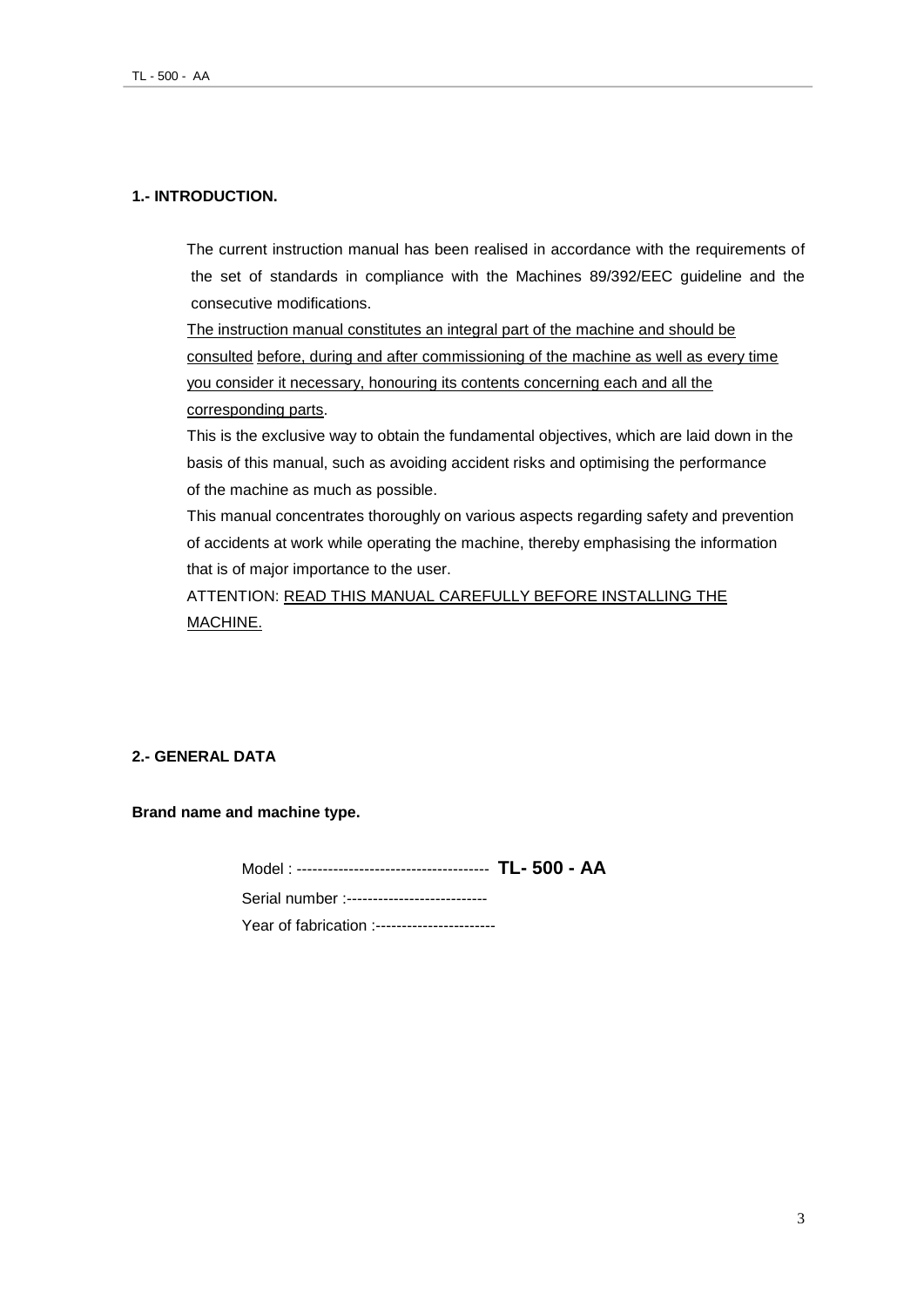## 1.- INTRODUCTION.

The current instruction manual has been realised in accordance with the requirements of the set of standards in compliance with the Machines 89/392/EEC guideline and the consecutive modifications.

<u>The instruction manual constitutes an integral part of the machine and should be consulted before, during and after commissioning of the machine as well as every time you consider it necessary, honouring its contents concerning each and all the corresponding parts</u>.

This is the exclusive way to obtain the fundamental objectives, which are laid down in the basis of this manual, such as avoiding accident risks and optimising the performance of the machine as much as possible.

This manual concentrates thoroughly on various aspects regarding safety and prevention of accidents at work while operating the machine, thereby emphasising the information that is of major importance to the user.

ATTENTION: <u>READ THIS MANUAL CAREFULLY BEFORE INSTALLING THE MACHINE.</u>

## 2.- GENERAL DATA

### Brand name and machine type.

Model : ------------------------------------ **TL- 500 - AA**

Serial number :---------------------------

Year of fabrication :-----------------------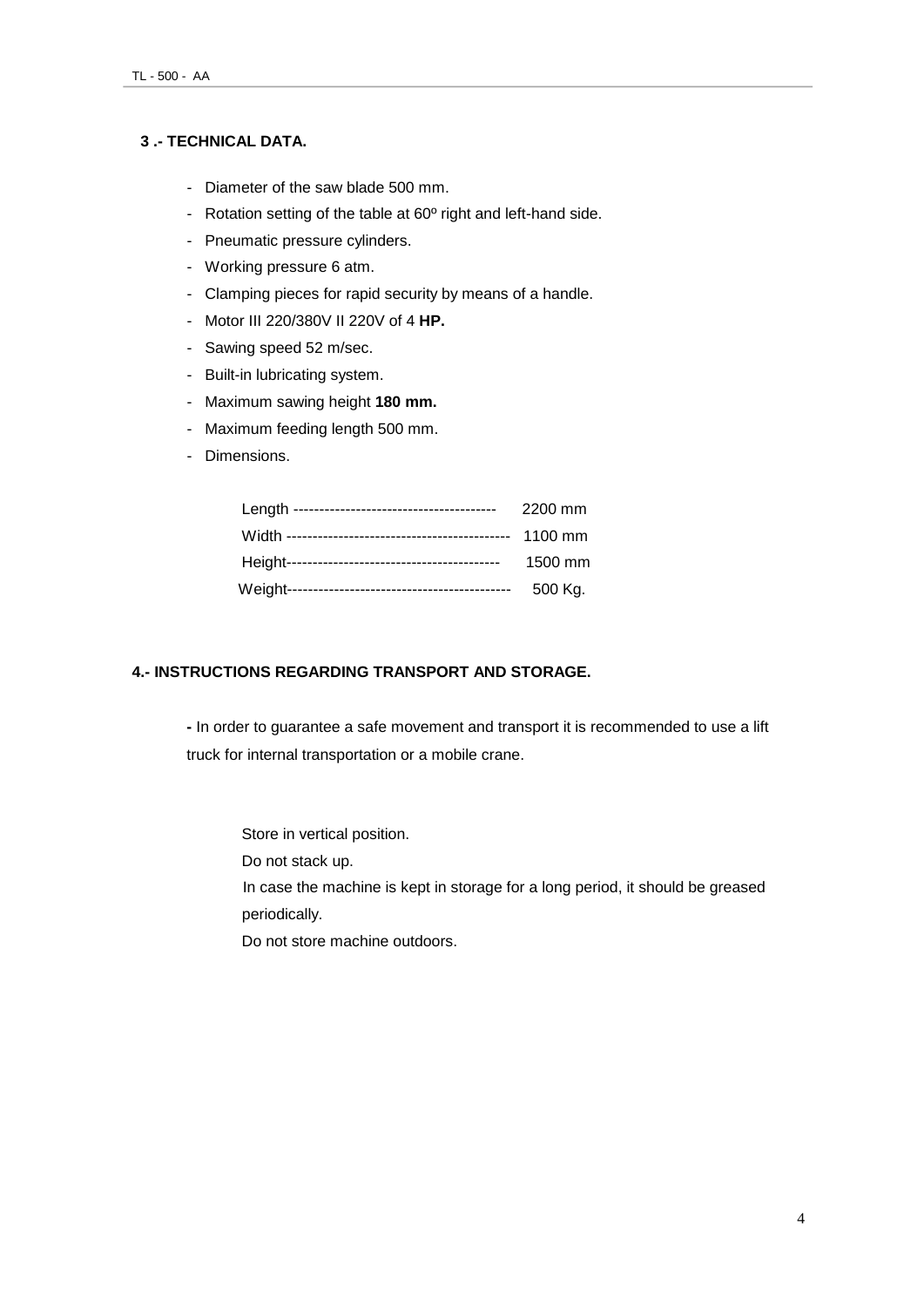## 3 .- TECHNICAL DATA.

- Diameter of the saw blade 500 mm.
- Rotation setting of the table at 60º right and left-hand side.
- Pneumatic pressure cylinders.
- Working pressure 6 atm.
- Clamping pieces for rapid security by means of a handle.
- Motor III 220/380V II 220V of 4 **HP.**
- Sawing speed 52 m/sec.
- Built-in lubricating system.
- Maximum sawing height **180 mm.**
- Maximum feeding length 500 mm.
- Dimensions.

Length --------------------------------------- 2200 mm
Width ------------------------------------------- 1100 mm
Height----------------------------------------- 1500 mm
Weight------------------------------------------- 500 Kg.

## 4.- INSTRUCTIONS REGARDING TRANSPORT AND STORAGE.

**-** In order to guarantee a safe movement and transport it is recommended to use a lift truck for internal transportation or a mobile crane.

Store in vertical position.

Do not stack up.

In case the machine is kept in storage for a long period, it should be greased periodically.

Do not store machine outdoors.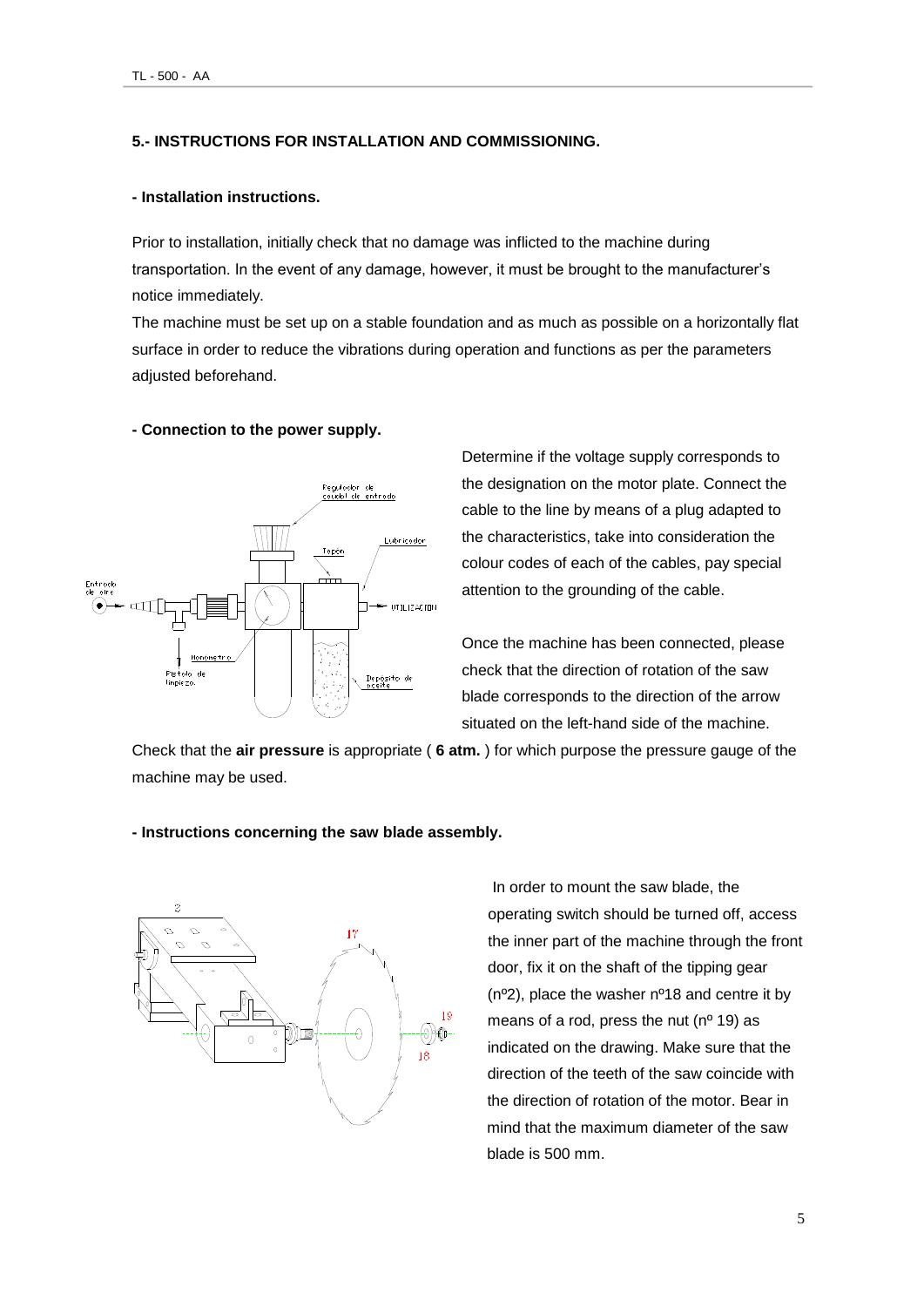## 5.- INSTRUCTIONS FOR INSTALLATION AND COMMISSIONING.

### - Installation instructions.

Prior to installation, initially check that no damage was inflicted to the machine during transportation. In the event of any damage, however, it must be brought to the manufacturer's notice immediately.

The machine must be set up on a stable foundation and as much as possible on a horizontally flat surface in order to reduce the vibrations during operation and functions as per the parameters adjusted beforehand.

### - Connection to the power supply.

Determine if the voltage supply corresponds to the designation on the motor plate. Connect the cable to the line by means of a plug adapted to the characteristics, take into consideration the colour codes of each of the cables, pay special attention to the grounding of the cable.

Once the machine has been connected, please check that the direction of rotation of the saw blade corresponds to the direction of the arrow situated on the left-hand side of the machine.

Check that the **air pressure** is appropriate ( **6 atm.** ) for which purpose the pressure gauge of the machine may be used.

### - Instructions concerning the saw blade assembly.

In order to mount the saw blade, the operating switch should be turned off, access the inner part of the machine through the front door, fix it on the shaft of the tipping gear (nº2), place the washer nº18 and centre it by means of a rod, press the nut (nº 19) as indicated on the drawing. Make sure that the direction of the teeth of the saw coincide with the direction of rotation of the motor. Bear in mind that the maximum diameter of the saw blade is 500 mm.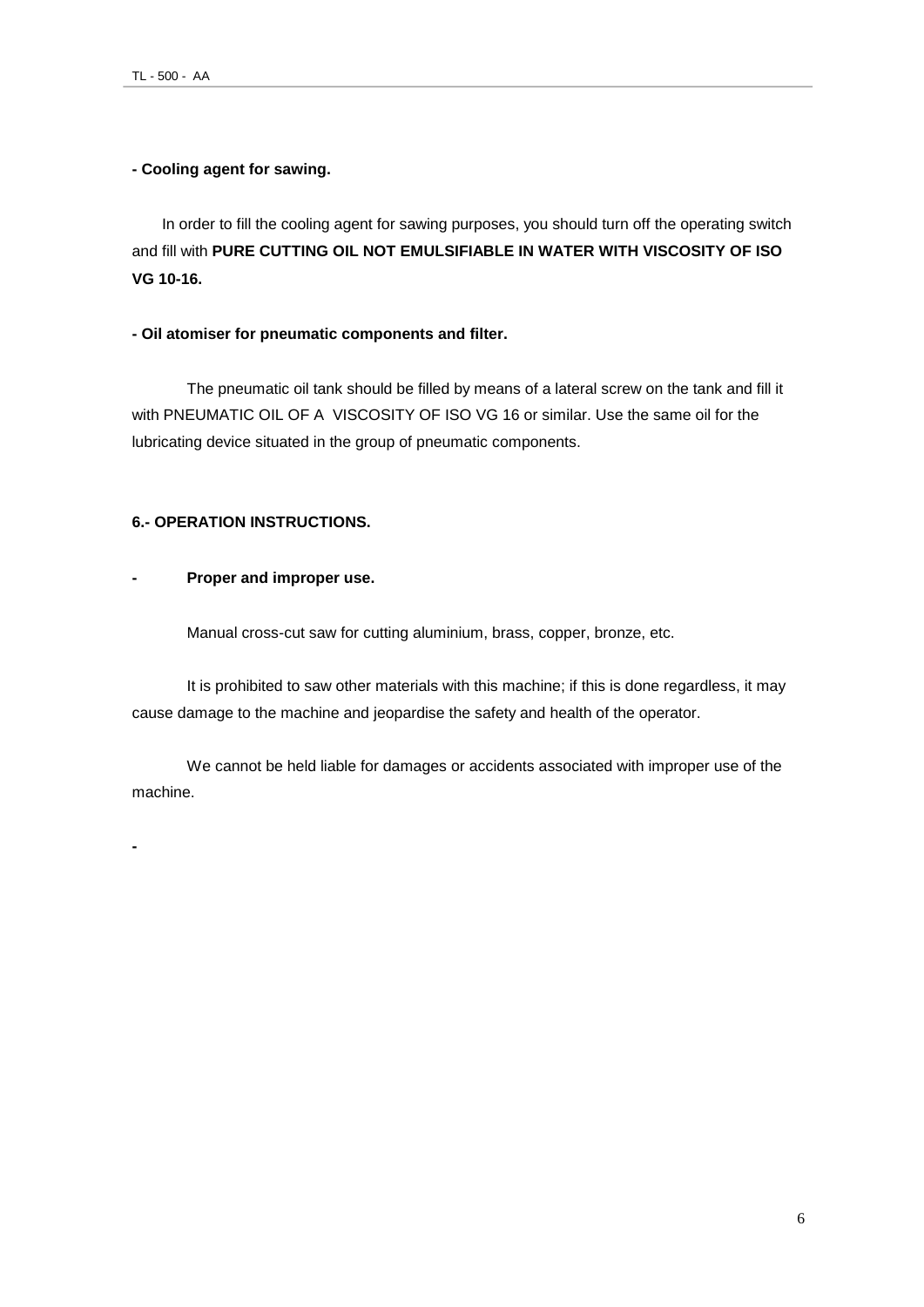**- Cooling agent for sawing.**

In order to fill the cooling agent for sawing purposes, you should turn off the operating switch and fill with **PURE CUTTING OIL NOT EMULSIFIABLE IN WATER WITH VISCOSITY OF ISO VG 10-16.**

**- Oil atomiser for pneumatic components and filter.**

The pneumatic oil tank should be filled by means of a lateral screw on the tank and fill it with PNEUMATIC OIL OF A VISCOSITY OF ISO VG 16 or similar. Use the same oil for the lubricating device situated in the group of pneumatic components.

**6.- OPERATION INSTRUCTIONS.**

**- Proper and improper use.**

Manual cross-cut saw for cutting aluminium, brass, copper, bronze, etc.

It is prohibited to saw other materials with this machine; if this is done regardless, it may cause damage to the machine and jeopardise the safety and health of the operator.

We cannot be held liable for damages or accidents associated with improper use of the machine.

**-**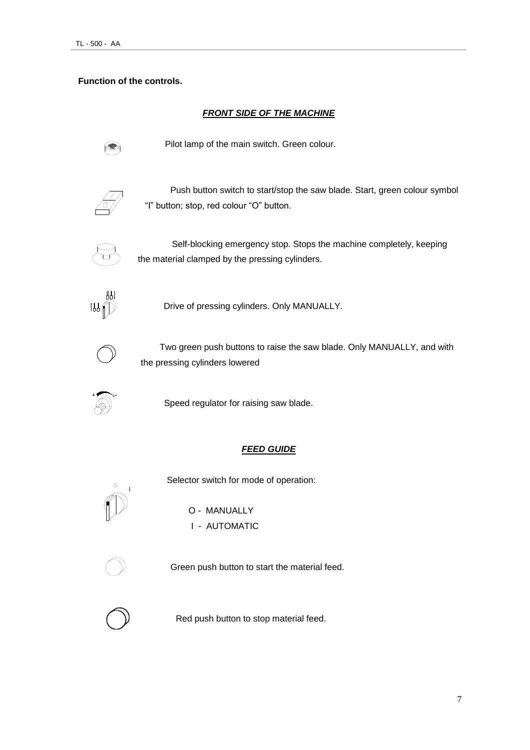**Function of the controls.**

***FRONT SIDE OF THE MACHINE***

Pilot lamp of the main switch. Green colour.

Push button switch to start/stop the saw blade. Start, green colour symbol "I" button; stop, red colour "O" button.

Self-blocking emergency stop. Stops the machine completely, keeping the material clamped by the pressing cylinders.

Drive of pressing cylinders. Only MANUALLY.

Two green push buttons to raise the saw blade. Only MANUALLY, and with the pressing cylinders lowered

Speed regulator for raising saw blade.

***FEED GUIDE***

Selector switch for mode of operation:

O - MANUALLY
I - AUTOMATIC

Green push button to start the material feed.

Red push button to stop material feed.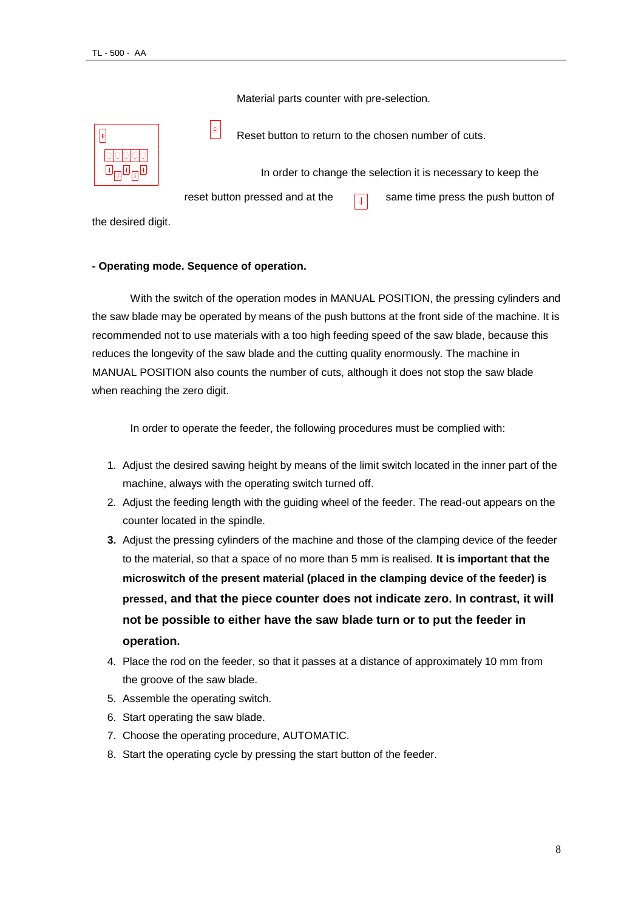Material parts counter with pre-selection.

Reset button to return to the chosen number of cuts.

In order to change the selection it is necessary to keep the reset button pressed and at the same time press the push button of the desired digit.

**- Operating mode. Sequence of operation.**

With the switch of the operation modes in MANUAL POSITION, the pressing cylinders and the saw blade may be operated by means of the push buttons at the front side of the machine. It is recommended not to use materials with a too high feeding speed of the saw blade, because this reduces the longevity of the saw blade and the cutting quality enormously. The machine in MANUAL POSITION also counts the number of cuts, although it does not stop the saw blade when reaching the zero digit.

In order to operate the feeder, the following procedures must be complied with:

1. Adjust the desired sawing height by means of the limit switch located in the inner part of the machine, always with the operating switch turned off.
2. Adjust the feeding length with the guiding wheel of the feeder. The read-out appears on the counter located in the spindle.
3. Adjust the pressing cylinders of the machine and those of the clamping device of the feeder to the material, so that a space of no more than 5 mm is realised. **It is important that the microswitch of the present material (placed in the clamping device of the feeder) is pressed, and that the piece counter does not indicate zero. In contrast, it will not be possible to either have the saw blade turn or to put the feeder in operation.**
4. Place the rod on the feeder, so that it passes at a distance of approximately 10 mm from the groove of the saw blade.
5. Assemble the operating switch.
6. Start operating the saw blade.
7. Choose the operating procedure, AUTOMATIC.
8. Start the operating cycle by pressing the start button of the feeder.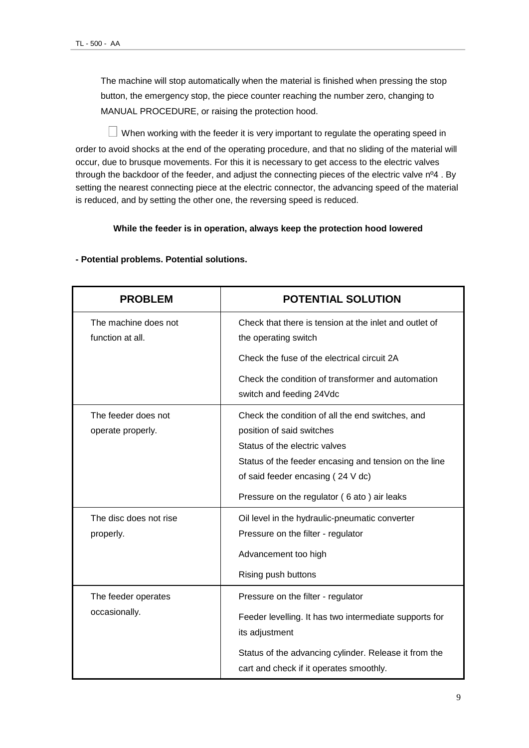The machine will stop automatically when the material is finished when pressing the stop button, the emergency stop, the piece counter reaching the number zero, changing to MANUAL PROCEDURE, or raising the protection hood.

☐ When working with the feeder it is very important to regulate the operating speed in order to avoid shocks at the end of the operating procedure, and that no sliding of the material will occur, due to brusque movements. For this it is necessary to get access to the electric valves through the backdoor of the feeder, and adjust the connecting pieces of the electric valve nº4 . By setting the nearest connecting piece at the electric connector, the advancing speed of the material is reduced, and by setting the other one, the reversing speed is reduced.

**While the feeder is in operation, always keep the protection hood lowered**

**- Potential problems. Potential solutions.**

| PROBLEM | POTENTIAL SOLUTION |
|---|---|
| The machine does not function at all. | Check that there is tension at the inlet and outlet of the operating switch<br>Check the fuse of the electrical circuit 2A<br>Check the condition of transformer and automation switch and feeding 24Vdc |
| The feeder does not operate properly. | Check the condition of all the end switches, and position of said switches<br>Status of the electric valves<br>Status of the feeder encasing and tension on the line of said feeder encasing ( 24 V dc)<br>Pressure on the regulator ( 6 ato ) air leaks |
| The disc does not rise properly. | Oil level in the hydraulic-pneumatic converter<br>Pressure on the filter - regulator<br>Advancement too high<br>Rising push buttons |
| The feeder operates occasionally. | Pressure on the filter - regulator<br>Feeder levelling. It has two intermediate supports for its adjustment<br>Status of the advancing cylinder. Release it from the cart and check if it operates smoothly. |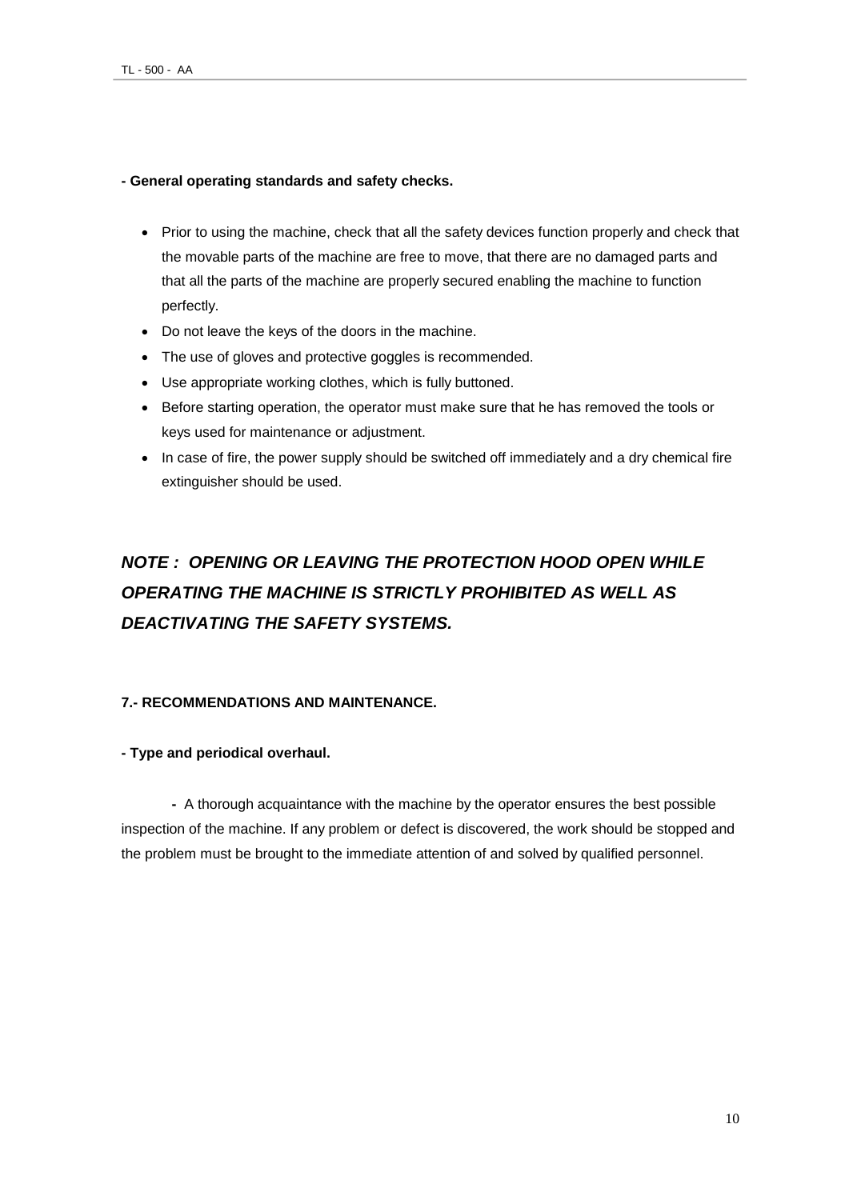**- General operating standards and safety checks.**

- Prior to using the machine, check that all the safety devices function properly and check that the movable parts of the machine are free to move, that there are no damaged parts and that all the parts of the machine are properly secured enabling the machine to function perfectly.
- Do not leave the keys of the doors in the machine.
- The use of gloves and protective goggles is recommended.
- Use appropriate working clothes, which is fully buttoned.
- Before starting operation, the operator must make sure that he has removed the tools or keys used for maintenance or adjustment.
- In case of fire, the power supply should be switched off immediately and a dry chemical fire extinguisher should be used.

***NOTE : OPENING OR LEAVING THE PROTECTION HOOD OPEN WHILE OPERATING THE MACHINE IS STRICTLY PROHIBITED AS WELL AS DEACTIVATING THE SAFETY SYSTEMS.***

## 7.- RECOMMENDATIONS AND MAINTENANCE.

**- Type and periodical overhaul.**

**-** A thorough acquaintance with the machine by the operator ensures the best possible inspection of the machine. If any problem or defect is discovered, the work should be stopped and the problem must be brought to the immediate attention of and solved by qualified personnel.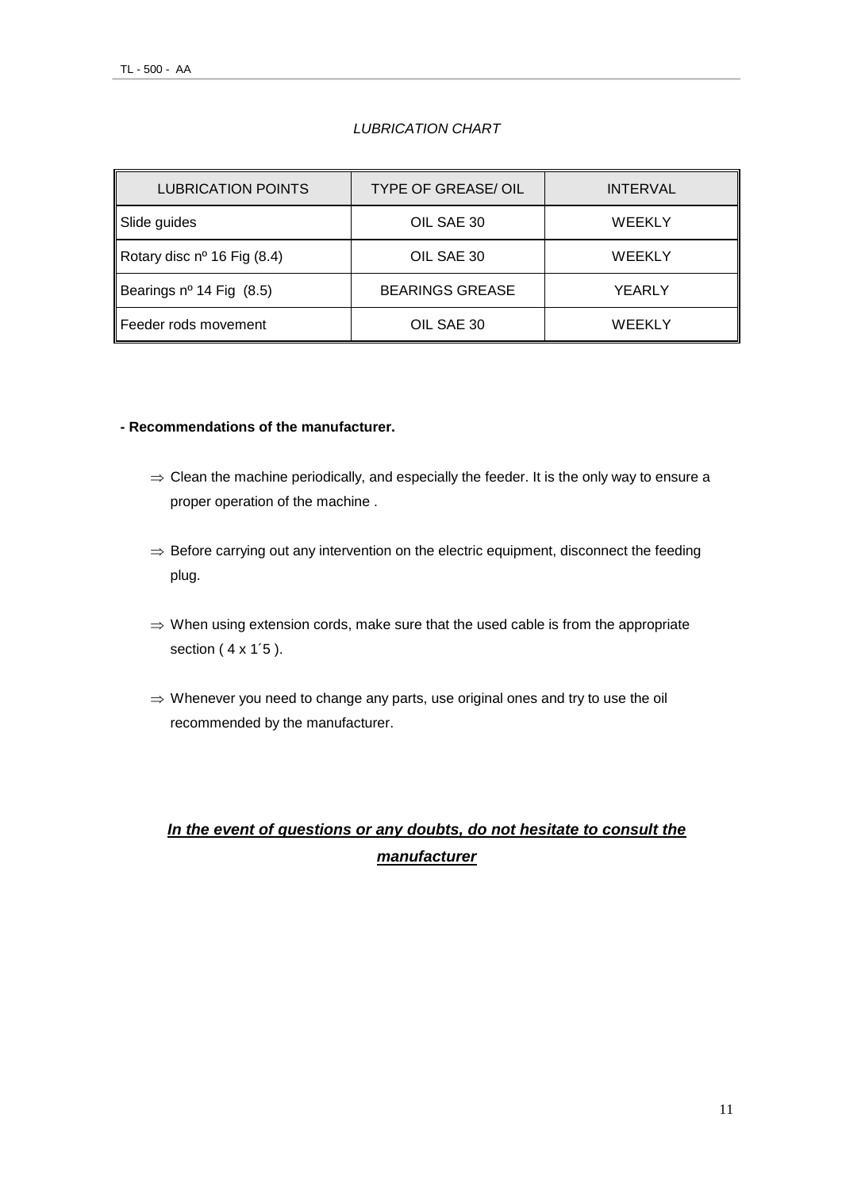*LUBRICATION CHART*

| LUBRICATION POINTS | TYPE OF GREASE/ OIL | INTERVAL |
|---|---|---|
| Slide guides | OIL SAE 30 | WEEKLY |
| Rotary disc nº 16 Fig (8.4) | OIL SAE 30 | WEEKLY |
| Bearings nº 14 Fig (8.5) | BEARINGS GREASE | YEARLY |
| Feeder rods movement | OIL SAE 30 | WEEKLY |

**- Recommendations of the manufacturer.**

⇒ Clean the machine periodically, and especially the feeder. It is the only way to ensure a proper operation of the machine .

⇒ Before carrying out any intervention on the electric equipment, disconnect the feeding plug.

⇒ When using extension cords, make sure that the used cable is from the appropriate section ( 4 x 1´5 ).

⇒ Whenever you need to change any parts, use original ones and try to use the oil recommended by the manufacturer.

***<u>In the event of questions or any doubts, do not hesitate to consult the manufacturer</u>***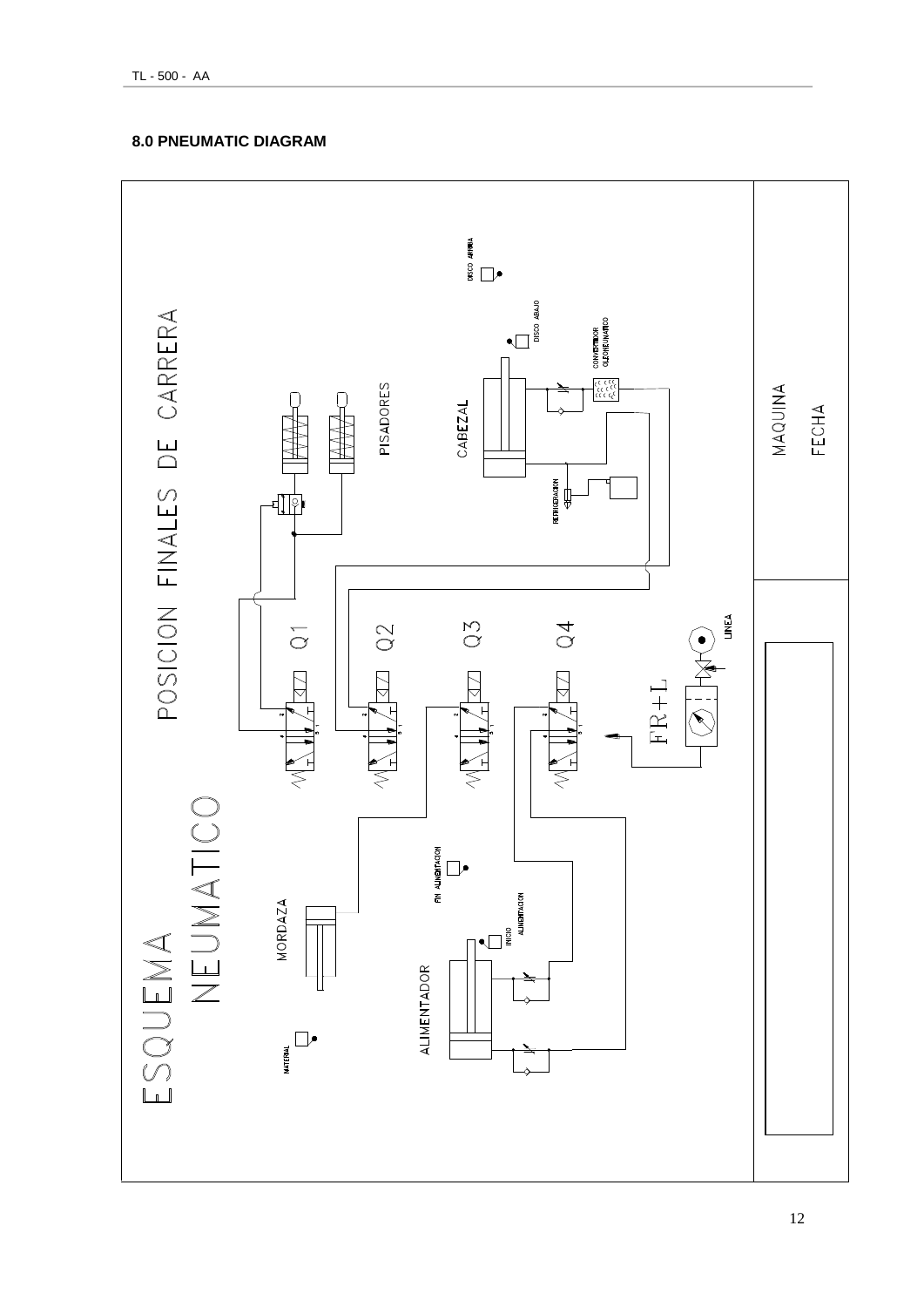## 8.0 PNEUMATIC DIAGRAM

ESQUEMA NEUMATICO

POSICION FINALES DE CARRERA

PISADORES

CABEZAL

DISCO ARRIBA

DISCO ABAJO

CONVERTIDOR OLEONEUMATICO

REFRIGERACION

Q1

Q2

Q3

Q4

LINEA

FR+L

FIN ALIMENTACION

INICIO ALIMENTACION

MORDAZA

ALIMENTADOR

MATERIAL

MAQUINA

FECHA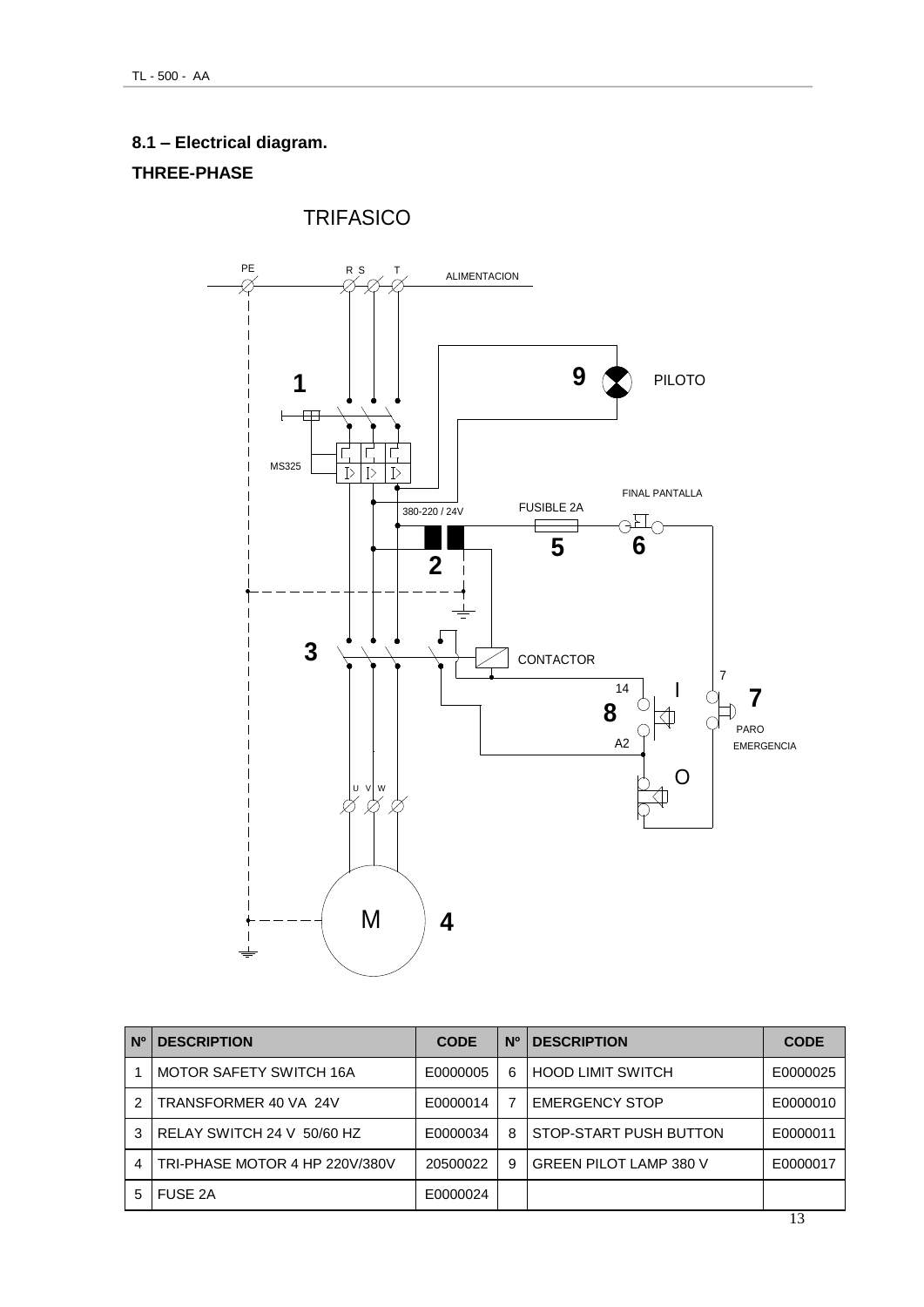## 8.1 – Electrical diagram.

**THREE-PHASE**

TRIFASICO

PE R S T ALIMENTACION

1 MS325

9 PILOTO

380-220 / 24V FUSIBLE 2A FINAL PANTALLA

2 5 6

3 CONTACTOR

14 I 7

8 PARO EMERGENCIA

A2 O

U V W

M 4

| Nº | DESCRIPTION | CODE | Nº | DESCRIPTION | CODE |
|---|---|---|---|---|---|
| 1 | MOTOR SAFETY SWITCH 16A | E0000005 | 6 | HOOD LIMIT SWITCH | E0000025 |
| 2 | TRANSFORMER 40 VA 24V | E0000014 | 7 | EMERGENCY STOP | E0000010 |
| 3 | RELAY SWITCH 24 V 50/60 HZ | E0000034 | 8 | STOP-START PUSH BUTTON | E0000011 |
| 4 | TRI-PHASE MOTOR 4 HP 220V/380V | 20500022 | 9 | GREEN PILOT LAMP 380 V | E0000017 |
| 5 | FUSE 2A | E0000024 | | | |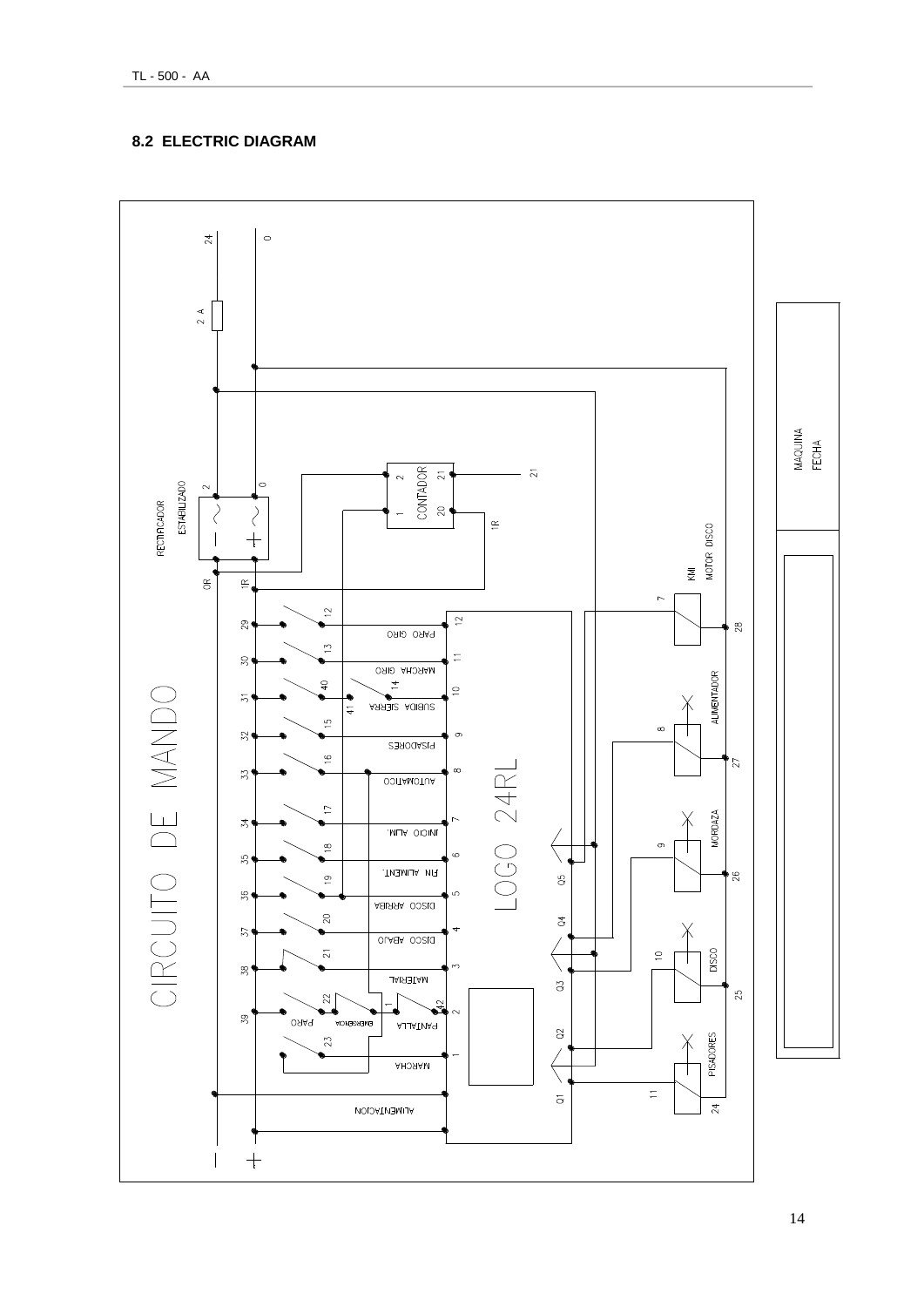## 8.2 ELECTRIC DIAGRAM

CIRCUTO DE MANDO

LOGO 24RL

RECTIFICADOR ESTABILIZADO

CONTADOR

2 A

24

0

2

1R

0R

21

20

1

PARO GIRO

MARCHA GIRO

SUBIDA SIERRA

PISADORES

AUTOMATICO

INICIO ALIM.

FIN ALIMENT.

DISCO ARRIBA

DISCO ABAJO

MATERIAL

PANTALLA

EMERGENCIA

PARO

MARCHA

ALIMENTACION

Q1

Q2

Q3

Q4

Q5

KMI MOTOR DISCO

ALIMENTADOR

MORDAZA

DISCO

PISADORES

MAQUINA

FECHA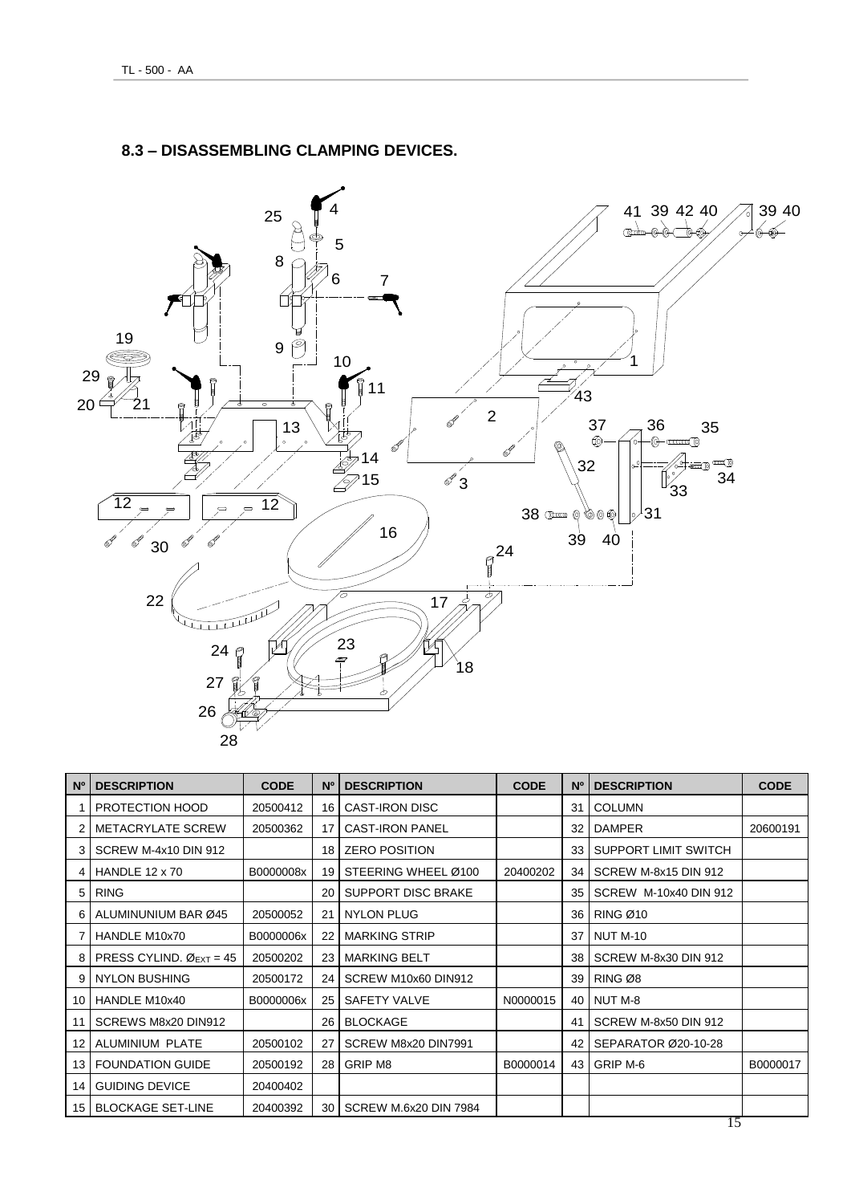## 8.3 – DISASSEMBLING CLAMPING DEVICES.

| Nº | DESCRIPTION | CODE | Nº | DESCRIPTION | CODE | Nº | DESCRIPTION | CODE |
|---|---|---|---|---|---|---|---|---|
| 1 | PROTECTION HOOD | 20500412 | 16 | CAST-IRON DISC | | 31 | COLUMN | |
| 2 | METACRYLATE SCREW | 20500362 | 17 | CAST-IRON PANEL | | 32 | DAMPER | 20600191 |
| 3 | SCREW M-4x10 DIN 912 | | 18 | ZERO POSITION | | 33 | SUPPORT LIMIT SWITCH | |
| 4 | HANDLE 12 x 70 | B0000008x | 19 | STEERING WHEEL Ø100 | 20400202 | 34 | SCREW M-8x15 DIN 912 | |
| 5 | RING | | 20 | SUPPORT DISC BRAKE | | 35 | SCREW M-10x40 DIN 912 | |
| 6 | ALUMINUNIUM BAR Ø45 | 20500052 | 21 | NYLON PLUG | | 36 | RING Ø10 | |
| 7 | HANDLE M10x70 | B0000006x | 22 | MARKING STRIP | | 37 | NUT M-10 | |
| 8 | PRESS CYLIND. $Ø_{EXT}$ = 45 | 20500202 | 23 | MARKING BELT | | 38 | SCREW M-8x30 DIN 912 | |
| 9 | NYLON BUSHING | 20500172 | 24 | SCREW M10x60 DIN912 | | 39 | RING Ø8 | |
| 10 | HANDLE M10x40 | B0000006x | 25 | SAFETY VALVE | N0000015 | 40 | NUT M-8 | |
| 11 | SCREWS M8x20 DIN912 | | 26 | BLOCKAGE | | 41 | SCREW M-8x50 DIN 912 | |
| 12 | ALUMINIUM PLATE | 20500102 | 27 | SCREW M8x20 DIN7991 | | 42 | SEPARATOR Ø20-10-28 | |
| 13 | FOUNDATION GUIDE | 20500192 | 28 | GRIP M8 | B0000014 | 43 | GRIP M-6 | B0000017 |
| 14 | GUIDING DEVICE | 20400402 | | | | | | |
| 15 | BLOCKAGE SET-LINE | 20400392 | 30 | SCREW M.6x20 DIN 7984 | | | | |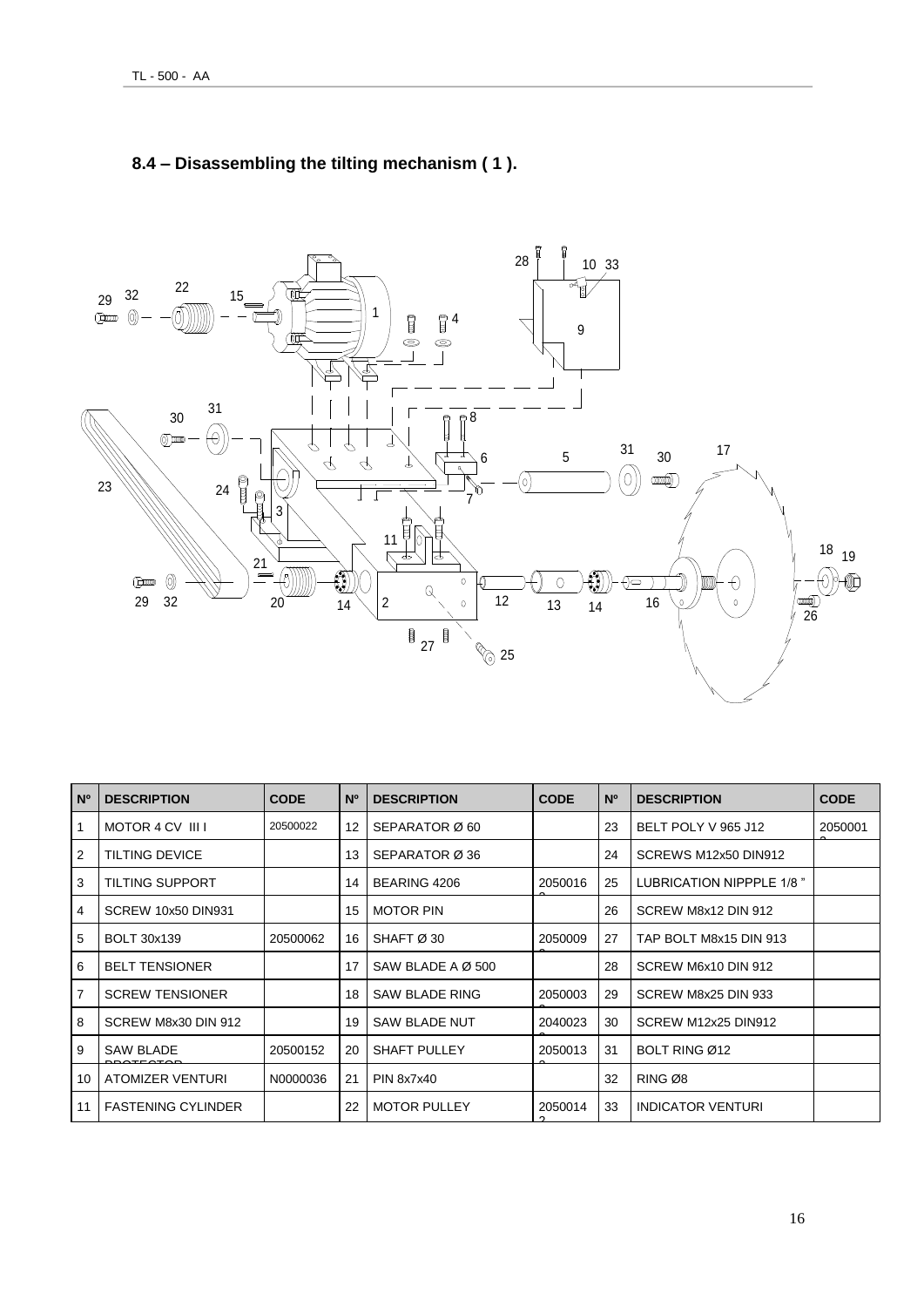## 8.4 – Disassembling the tilting mechanism ( 1 ).

| Nº | DESCRIPTION | CODE | Nº | DESCRIPTION | CODE | Nº | DESCRIPTION | CODE |
|---|---|---|---|---|---|---|---|---|
| 1 | MOTOR 4 CV III I | 20500022 | 12 | SEPARATOR Ø 60 | | 23 | BELT POLY V 965 J12 | 20500010 |
| 2 | TILTING DEVICE | | 13 | SEPARATOR Ø 36 | | 24 | SCREWS M12x50 DIN912 | |
| 3 | TILTING SUPPORT | | 14 | BEARING 4206 | 20500160 | 25 | LUBRICATION NIPPPLE 1/8 " | |
| 4 | SCREW 10x50 DIN931 | | 15 | MOTOR PIN | | 26 | SCREW M8x12 DIN 912 | |
| 5 | BOLT 30x139 | 20500062 | 16 | SHAFT Ø 30 | 20500090 | 27 | TAP BOLT M8x15 DIN 913 | |
| 6 | BELT TENSIONER | | 17 | SAW BLADE A Ø 500 | | 28 | SCREW M6x10 DIN 912 | |
| 7 | SCREW TENSIONER | | 18 | SAW BLADE RING | 20500030 | 29 | SCREW M8x25 DIN 933 | |
| 8 | SCREW M8x30 DIN 912 | | 19 | SAW BLADE NUT | 20400230 | 30 | SCREW M12x25 DIN912 | |
| 9 | SAW BLADE PROTECTOR | 20500152 | 20 | SHAFT PULLEY | 20500130 | 31 | BOLT RING Ø12 | |
| 10 | ATOMIZER VENTURI | N0000036 | 21 | PIN 8x7x40 | | 32 | RING Ø8 | |
| 11 | FASTENING CYLINDER | | 22 | MOTOR PULLEY | 20500142 | 33 | INDICATOR VENTURI | |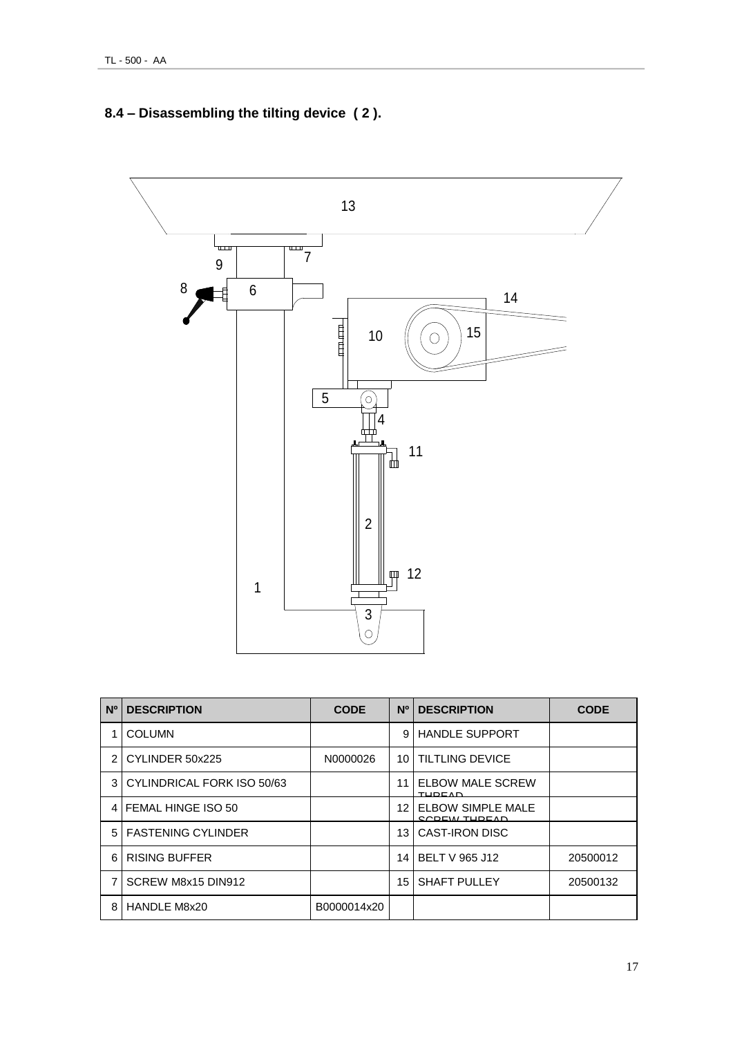## 8.4 – Disassembling the tilting device ( 2 ).

| Nº | DESCRIPTION | CODE | Nº | DESCRIPTION | CODE |
|---|---|---|---|---|---|
| 1 | COLUMN | | 9 | HANDLE SUPPORT | |
| 2 | CYLINDER 50x225 | N0000026 | 10 | TILTLING DEVICE | |
| 3 | CYLINDRICAL FORK ISO 50/63 | | 11 | ELBOW MALE SCREW THREAD | |
| 4 | FEMAL HINGE ISO 50 | | 12 | ELBOW SIMPLE MALE SCREW THREAD | |
| 5 | FASTENING CYLINDER | | 13 | CAST-IRON DISC | |
| 6 | RISING BUFFER | | 14 | BELT V 965 J12 | 20500012 |
| 7 | SCREW M8x15 DIN912 | | 15 | SHAFT PULLEY | 20500132 |
| 8 | HANDLE M8x20 | B0000014x20 | | | |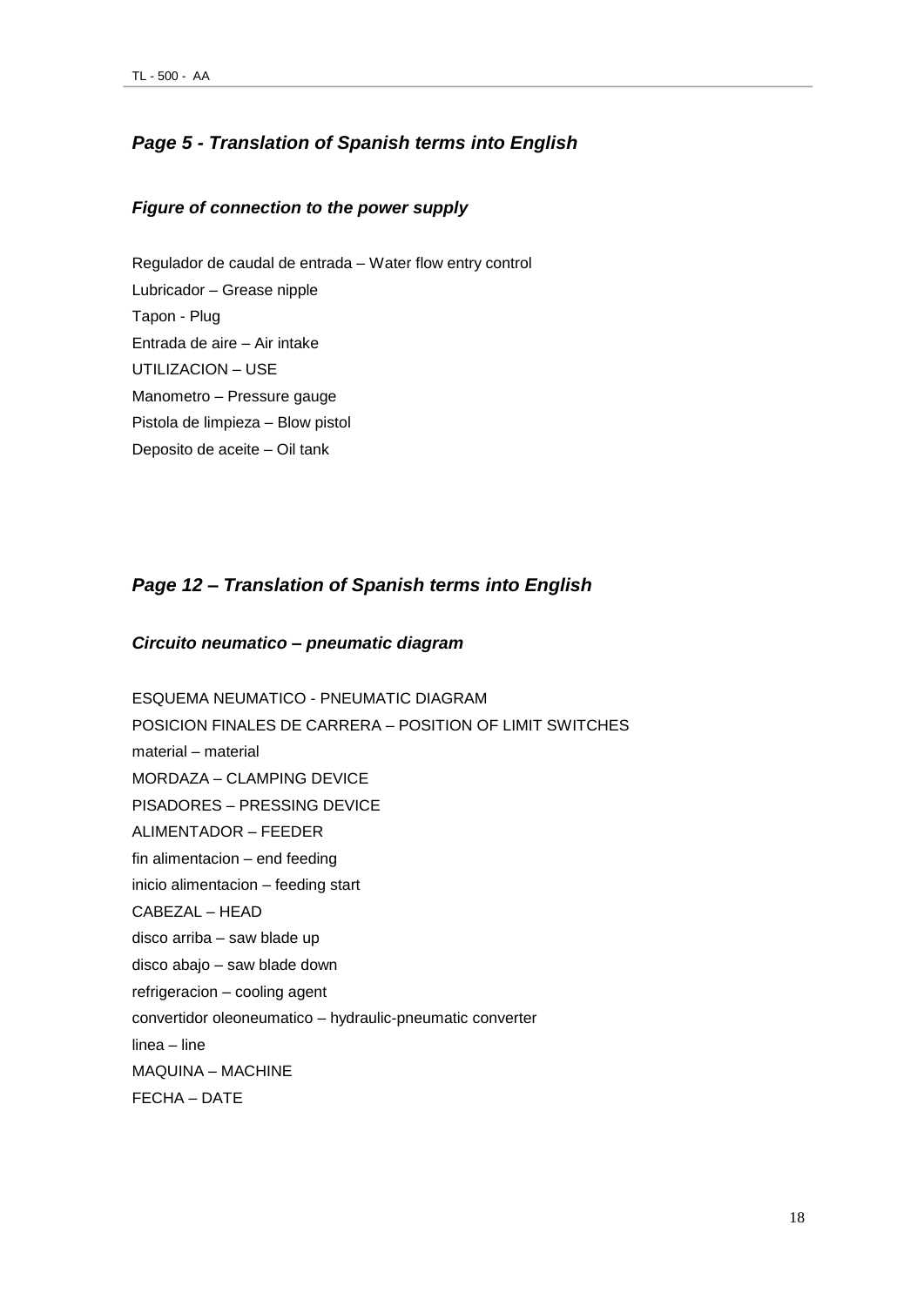## *Page 5 - Translation of Spanish terms into English*

### *Figure of connection to the power supply*

Regulador de caudal de entrada – Water flow entry control
Lubricador – Grease nipple
Tapon - Plug
Entrada de aire – Air intake
UTILIZACION – USE
Manometro – Pressure gauge
Pistola de limpieza – Blow pistol
Deposito de aceite – Oil tank

## *Page 12 – Translation of Spanish terms into English*

### *Circuito neumatico – pneumatic diagram*

ESQUEMA NEUMATICO - PNEUMATIC DIAGRAM
POSICION FINALES DE CARRERA – POSITION OF LIMIT SWITCHES
material – material
MORDAZA – CLAMPING DEVICE
PISADORES – PRESSING DEVICE
ALIMENTADOR – FEEDER
fin alimentacion – end feeding
inicio alimentacion – feeding start
CABEZAL – HEAD
disco arriba – saw blade up
disco abajo – saw blade down
refrigeracion – cooling agent
convertidor oleoneumatico – hydraulic-pneumatic converter
linea – line
MAQUINA – MACHINE
FECHA – DATE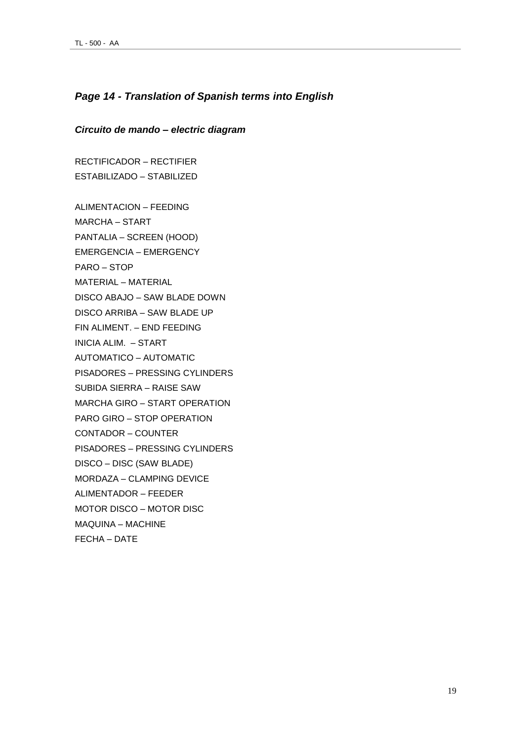## *Page 14 - Translation of Spanish terms into English*

### *Circuito de mando – electric diagram*

RECTIFICADOR – RECTIFIER
ESTABILIZADO – STABILIZED

ALIMENTACION – FEEDING
MARCHA – START
PANTALIA – SCREEN (HOOD)
EMERGENCIA – EMERGENCY
PARO – STOP
MATERIAL – MATERIAL
DISCO ABAJO – SAW BLADE DOWN
DISCO ARRIBA – SAW BLADE UP
FIN ALIMENT. – END FEEDING
INICIA ALIM. – START
AUTOMATICO – AUTOMATIC
PISADORES – PRESSING CYLINDERS
SUBIDA SIERRA – RAISE SAW
MARCHA GIRO – START OPERATION
PARO GIRO – STOP OPERATION
CONTADOR – COUNTER
PISADORES – PRESSING CYLINDERS
DISCO – DISC (SAW BLADE)
MORDAZA – CLAMPING DEVICE
ALIMENTADOR – FEEDER
MOTOR DISCO – MOTOR DISC
MAQUINA – MACHINE
FECHA – DATE